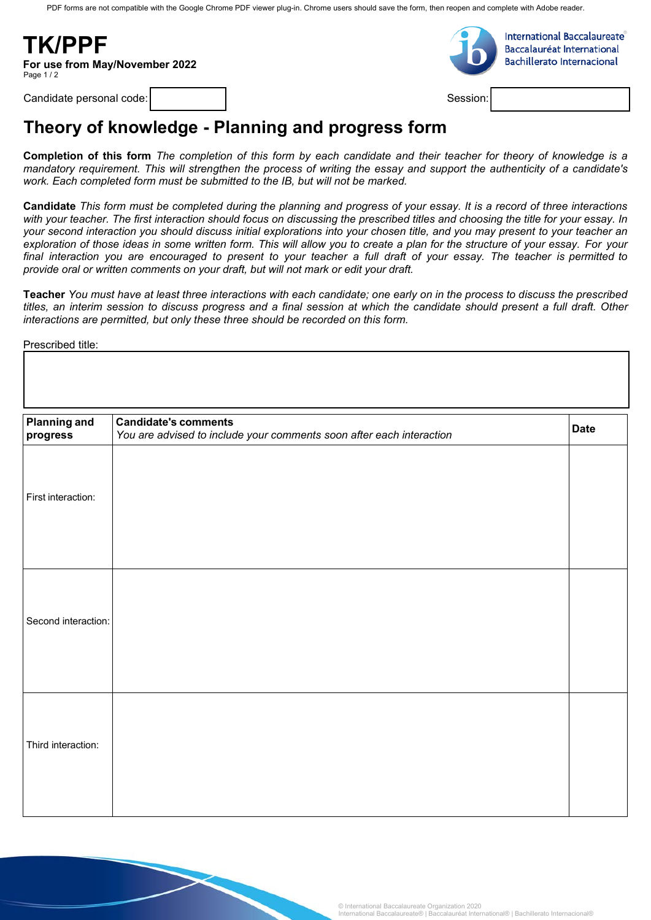PDF forms are not compatible with the Google Chrome PDF viewer plug-in. Chrome users should save the form, then reopen and complete with Adobe reader.

# TK/PPF

**For use from May/November 2022**

International Baccalaureate
Baccalauréat International
Bachillerato Internacional

Candidate personal code: 

Session: 

# Theory of knowledge - Planning and progress form

**Completion of this form** *The completion of this form by each candidate and their teacher for theory of knowledge is a mandatory requirement. This will strengthen the process of writing the essay and support the authenticity of a candidate's work. Each completed form must be submitted to the IB, but will not be marked.*

**Candidate** *This form must be completed during the planning and progress of your essay. It is a record of three interactions with your teacher. The first interaction should focus on discussing the prescribed titles and choosing the title for your essay. In your second interaction you should discuss initial explorations into your chosen title, and you may present to your teacher an exploration of those ideas in some written form. This will allow you to create a plan for the structure of your essay. For your final interaction you are encouraged to present to your teacher a full draft of your essay. The teacher is permitted to provide oral or written comments on your draft, but will not mark or edit your draft.*

**Teacher** *You must have at least three interactions with each candidate; one early on in the process to discuss the prescribed titles, an interim session to discuss progress and a final session at which the candidate should present a full draft. Other interactions are permitted, but only these three should be recorded on this form.*

Prescribed title:

| **Planning and progress** | **Candidate's comments**<br>*You are advised to include your comments soon after each interaction* | **Date** |
|---|---|---|
| First interaction: | | |
| Second interaction: | | |
| Third interaction: | | |

© International Baccalaureate Organization 2020
International Baccalaureate® | Baccalauréat International® | Bachillerato Internacional®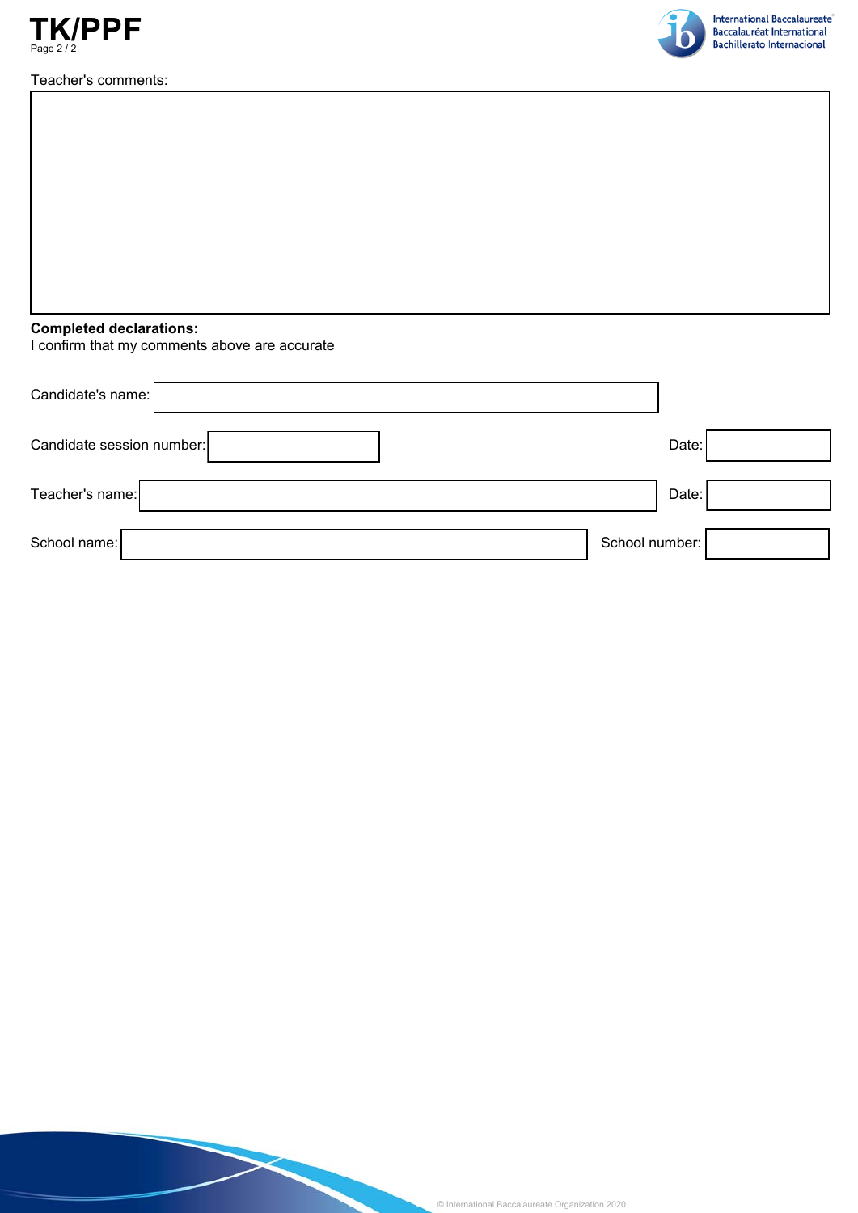Teacher's comments:

**Completed declarations:**
I confirm that my comments above are accurate

Candidate's name:

Candidate session number: Date:

Teacher's name: Date:

School name: School number:

© International Baccalaureate Organization 2020